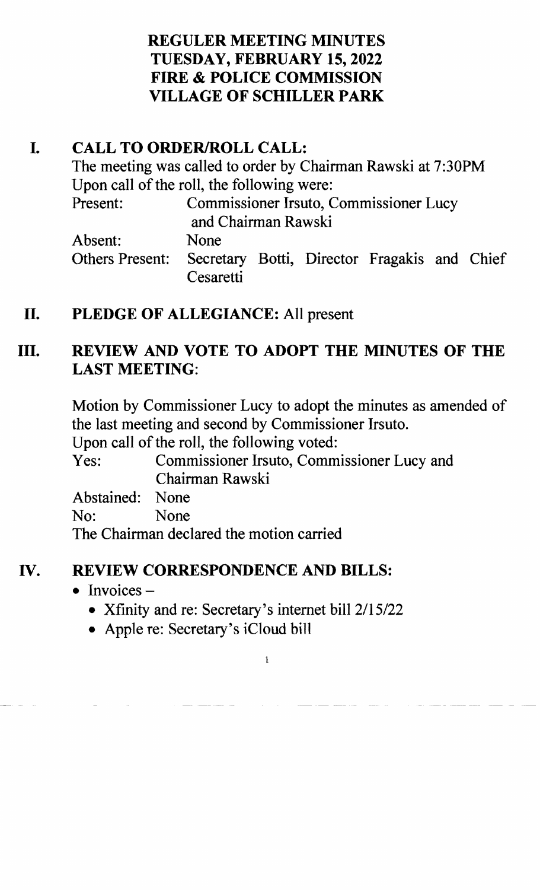# REGULER MEETING MINUTES
# TUESDAY, FEBRUARY 15, 2022
# FIRE & POLICE COMMISSION
# VILLAGE OF SCHILLER PARK

## I. CALL TO ORDER/ROLL CALL:

The meeting was called to order by Chairman Rawski at 7:30PM
Upon call of the roll, the following were:

Present: Commissioner Irsuto, Commissioner Lucy and Chairman Rawski
Absent: None
Others Present: Secretary Botti, Director Fragakis and Chief Cesaretti

## II. PLEDGE OF ALLEGIANCE: All present

## III. REVIEW AND VOTE TO ADOPT THE MINUTES OF THE LAST MEETING:

Motion by Commissioner Lucy to adopt the minutes as amended of the last meeting and second by Commissioner Irsuto.
Upon call of the roll, the following voted:

Yes: Commissioner Irsuto, Commissioner Lucy and Chairman Rawski
Abstained: None
No: None

The Chairman declared the motion carried

## IV. REVIEW CORRESPONDENCE AND BILLS:

- Invoices –
  - Xfinity and re: Secretary's internet bill 2/15/22
  - Apple re: Secretary's iCloud bill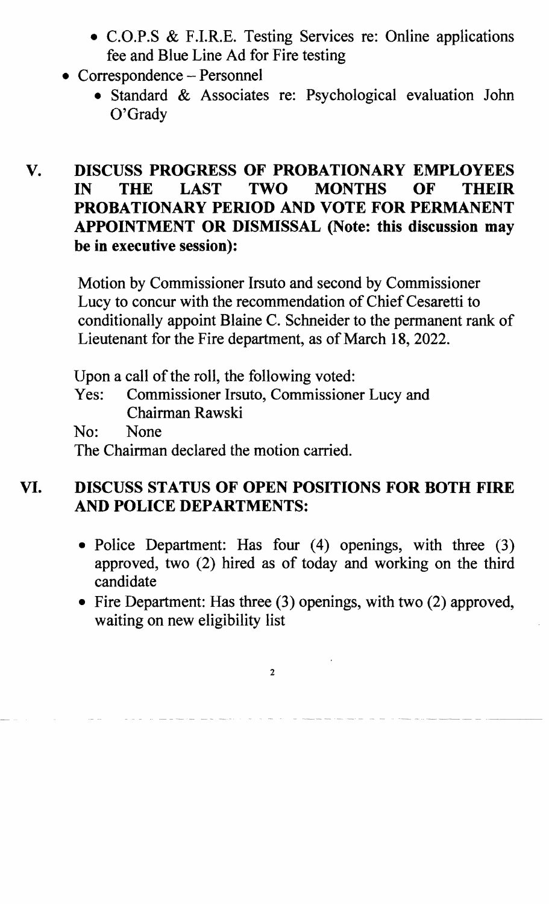- C.O.P.S & F.I.R.E. Testing Services re: Online applications fee and Blue Line Ad for Fire testing
- Correspondence – Personnel
    - Standard & Associates re: Psychological evaluation John O'Grady

## V. DISCUSS PROGRESS OF PROBATIONARY EMPLOYEES IN THE LAST TWO MONTHS OF THEIR PROBATIONARY PERIOD AND VOTE FOR PERMANENT APPOINTMENT OR DISMISSAL (Note: this discussion may be in executive session):

Motion by Commissioner Irsuto and second by Commissioner Lucy to concur with the recommendation of Chief Cesaretti to conditionally appoint Blaine C. Schneider to the permanent rank of Lieutenant for the Fire department, as of March 18, 2022.

Upon a call of the roll, the following voted:

Yes: Commissioner Irsuto, Commissioner Lucy and Chairman Rawski

No: None

The Chairman declared the motion carried.

## VI. DISCUSS STATUS OF OPEN POSITIONS FOR BOTH FIRE AND POLICE DEPARTMENTS:

- Police Department: Has four (4) openings, with three (3) approved, two (2) hired as of today and working on the third candidate
- Fire Department: Has three (3) openings, with two (2) approved, waiting on new eligibility list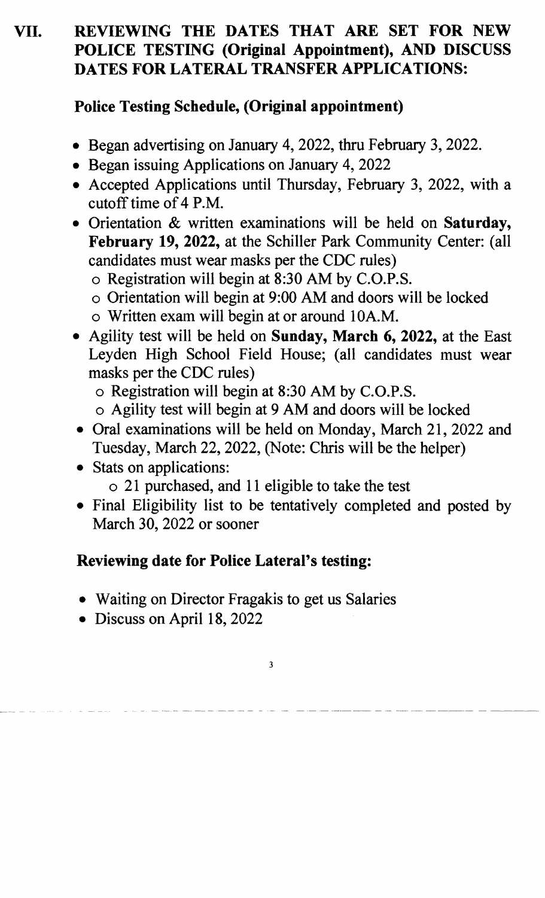## VII. REVIEWING THE DATES THAT ARE SET FOR NEW POLICE TESTING (Original Appointment), AND DISCUSS DATES FOR LATERAL TRANSFER APPLICATIONS:

### Police Testing Schedule, (Original appointment)

- Began advertising on January 4, 2022, thru February 3, 2022.
- Began issuing Applications on January 4, 2022
- Accepted Applications until Thursday, February 3, 2022, with a cutoff time of 4 P.M.
- Orientation & written examinations will be held on **Saturday, February 19, 2022,** at the Schiller Park Community Center: (all candidates must wear masks per the CDC rules)
  - Registration will begin at 8:30 AM by C.O.P.S.
  - Orientation will begin at 9:00 AM and doors will be locked
  - Written exam will begin at or around 10A.M.
- Agility test will be held on **Sunday, March 6, 2022,** at the East Leyden High School Field House; (all candidates must wear masks per the CDC rules)
  - Registration will begin at 8:30 AM by C.O.P.S.
  - Agility test will begin at 9 AM and doors will be locked
- Oral examinations will be held on Monday, March 21, 2022 and Tuesday, March 22, 2022, (Note: Chris will be the helper)
- Stats on applications:
  - 21 purchased, and 11 eligible to take the test
- Final Eligibility list to be tentatively completed and posted by March 30, 2022 or sooner

### Reviewing date for Police Lateral's testing:

- Waiting on Director Fragakis to get us Salaries
- Discuss on April 18, 2022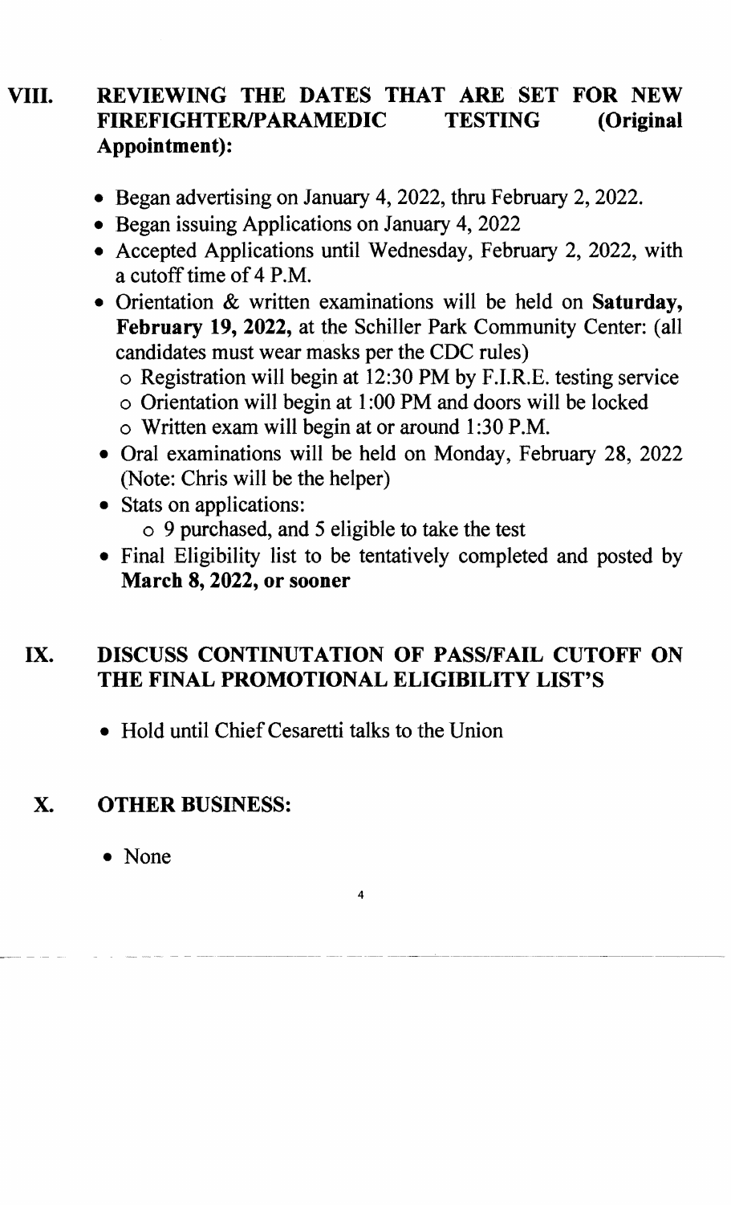## VIII. REVIEWING THE DATES THAT ARE SET FOR NEW FIREFIGHTER/PARAMEDIC TESTING (Original Appointment):

- Began advertising on January 4, 2022, thru February 2, 2022.
- Began issuing Applications on January 4, 2022
- Accepted Applications until Wednesday, February 2, 2022, with a cutoff time of 4 P.M.
- Orientation & written examinations will be held on **Saturday, February 19, 2022,** at the Schiller Park Community Center: (all candidates must wear masks per the CDC rules)
    - Registration will begin at 12:30 PM by F.I.R.E. testing service
    - Orientation will begin at 1:00 PM and doors will be locked
    - Written exam will begin at or around 1:30 P.M.
- Oral examinations will be held on Monday, February 28, 2022 (Note: Chris will be the helper)
- Stats on applications:
    - 9 purchased, and 5 eligible to take the test
- Final Eligibility list to be tentatively completed and posted by **March 8, 2022, or sooner**

## IX. DISCUSS CONTINUTATION OF PASS/FAIL CUTOFF ON THE FINAL PROMOTIONAL ELIGIBILITY LIST'S

- Hold until Chief Cesaretti talks to the Union

## X. OTHER BUSINESS:

- None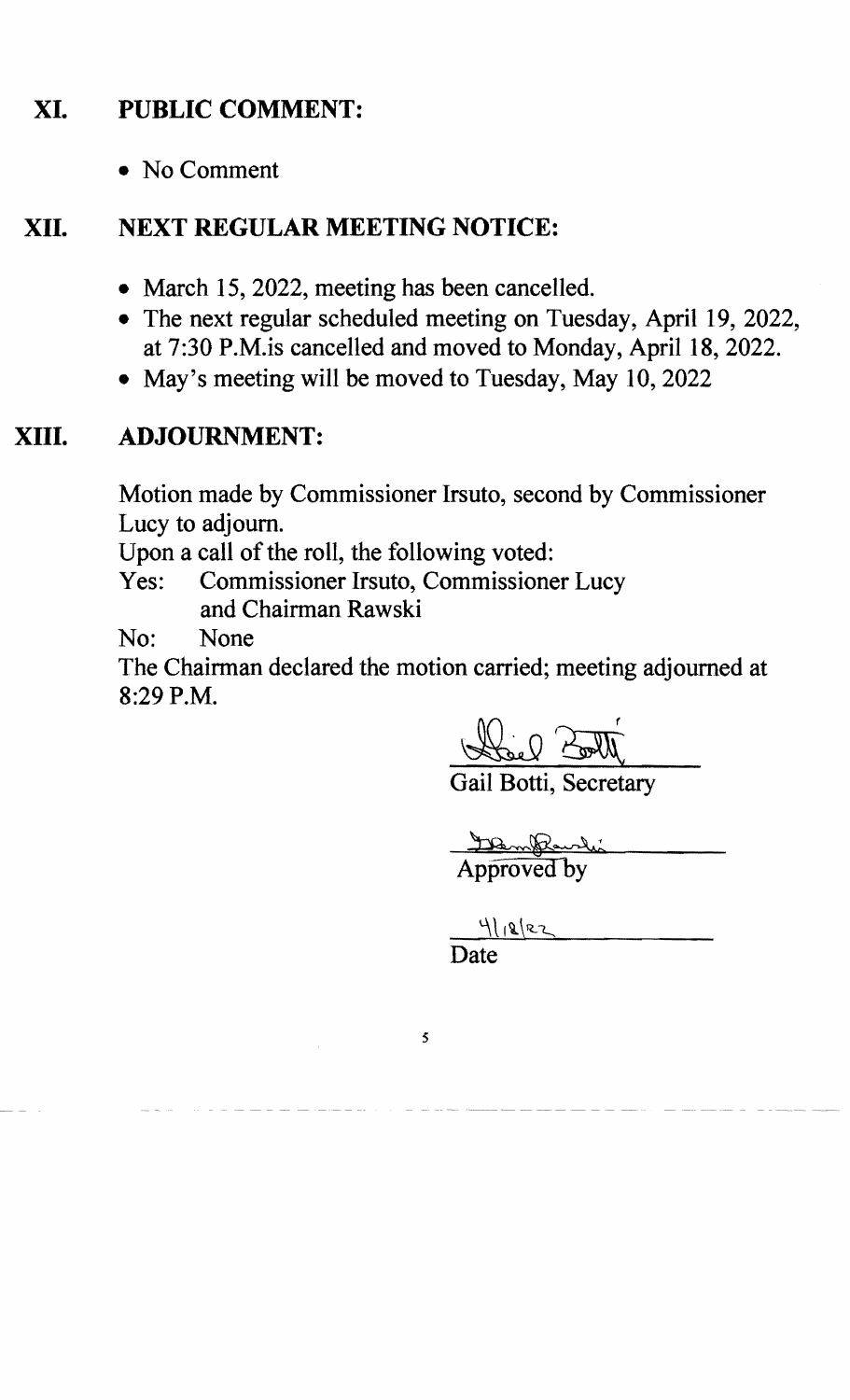## XI. PUBLIC COMMENT:

- No Comment

## XII. NEXT REGULAR MEETING NOTICE:

- March 15, 2022, meeting has been cancelled.
- The next regular scheduled meeting on Tuesday, April 19, 2022, at 7:30 P.M.is cancelled and moved to Monday, April 18, 2022.
- May's meeting will be moved to Tuesday, May 10, 2022

## XIII. ADJOURNMENT:

Motion made by Commissioner Irsuto, second by Commissioner Lucy to adjourn.

Upon a call of the roll, the following voted:

Yes: Commissioner Irsuto, Commissioner Lucy and Chairman Rawski

No: None

The Chairman declared the motion carried; meeting adjourned at 8:29 P.M.

Gail Botti, Secretary

Approved by

4/18/22

Date